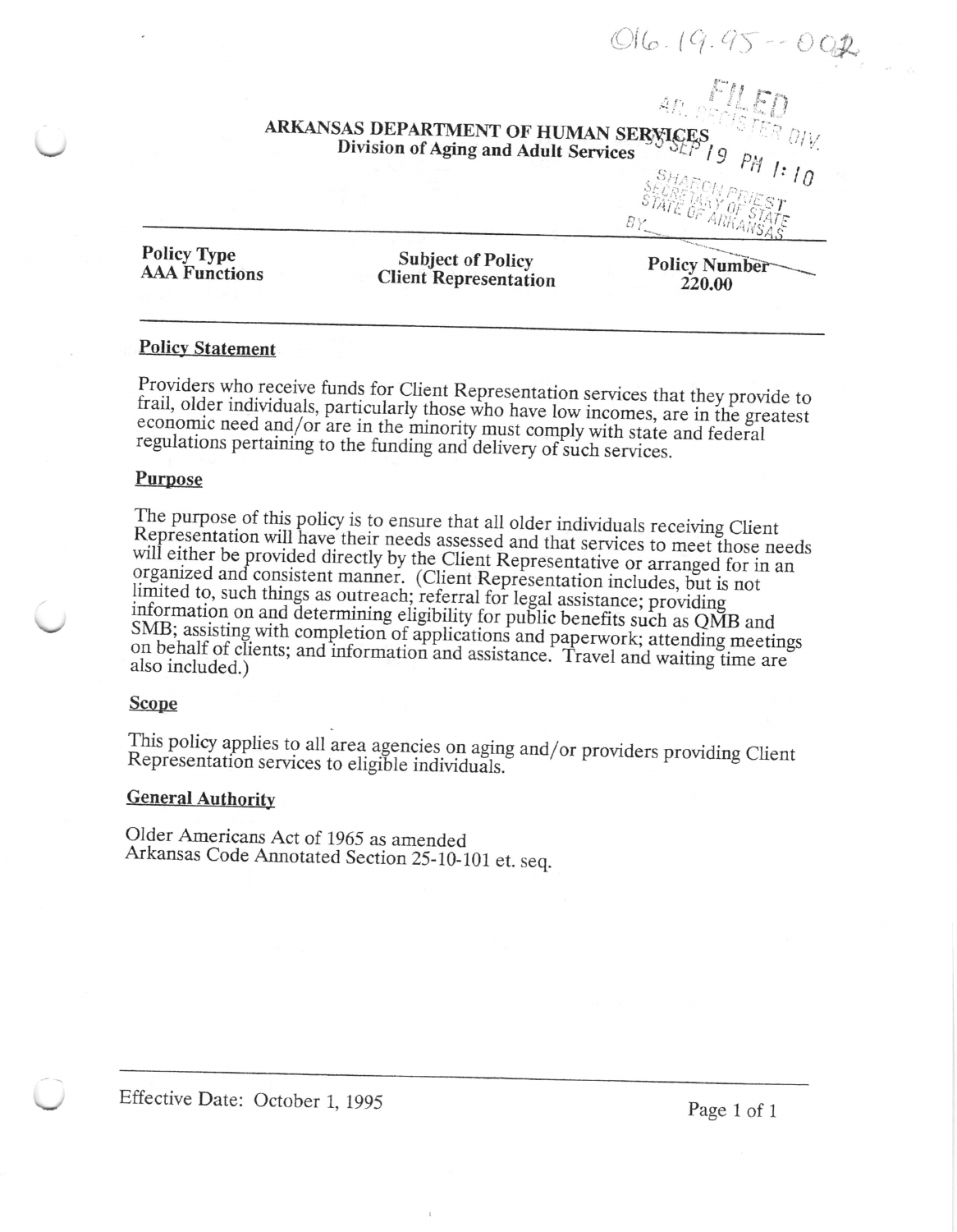016.19.95--002

FILED
AR. REGISTER DIV.
95 SEP 19 PM 1:10
SHARON PRIEST
SECRETARY OF STATE
STATE OF ARKANSAS
BY

**ARKANSAS DEPARTMENT OF HUMAN SERVICES**
**Division of Aging and Adult Services**

| Policy Type | Subject of Policy | Policy Number |
| --- | --- | --- |
| **AAA Functions** | **Client Representation** | **220.00** |

## Policy Statement

Providers who receive funds for Client Representation services that they provide to frail, older individuals, particularly those who have low incomes, are in the greatest economic need and/or are in the minority must comply with state and federal regulations pertaining to the funding and delivery of such services.

## Purpose

The purpose of this policy is to ensure that all older individuals receiving Client Representation will have their needs assessed and that services to meet those needs will either be provided directly by the Client Representative or arranged for in an organized and consistent manner. (Client Representation includes, but is not limited to, such things as outreach; referral for legal assistance; providing information on and determining eligibility for public benefits such as QMB and SMB; assisting with completion of applications and paperwork; attending meetings on behalf of clients; and information and assistance. Travel and waiting time are also included.)

## Scope

This policy applies to all area agencies on aging and/or providers providing Client Representation services to eligible individuals.

## General Authority

Older Americans Act of 1965 as amended
Arkansas Code Annotated Section 25-10-101 et. seq.

Effective Date: October 1, 1995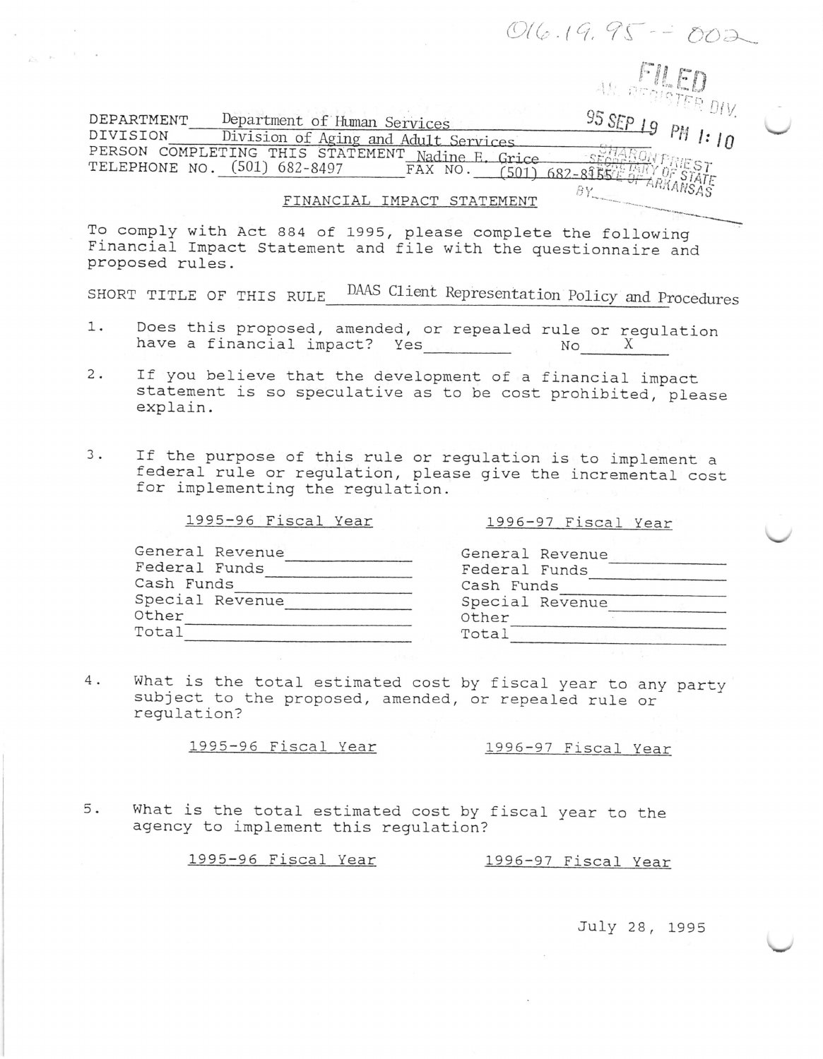016.19.95--002

FILED
AR REGISTER DIV.
95 SEP 19 PM 1:10
SHARON PRIEST
SECRETARY OF STATE
OF ARKANSAS
BY

DEPARTMENT Department of Human Services
DIVISION Division of Aging and Adult Services
PERSON COMPLETING THIS STATEMENT Nadine E. Grice
TELEPHONE NO. (501) 682-8497 FAX NO. (501) 682-8155

## FINANCIAL IMPACT STATEMENT

To comply with Act 884 of 1995, please complete the following Financial Impact Statement and file with the questionnaire and proposed rules.

SHORT TITLE OF THIS RULE DAAS Client Representation Policy and Procedures

1. Does this proposed, amended, or repealed rule or regulation have a financial impact? Yes\_\_\_\_\_\_\_\_ No X

2. If you believe that the development of a financial impact statement is so speculative as to be cost prohibited, please explain.

3. If the purpose of this rule or regulation is to implement a federal rule or regulation, please give the incremental cost for implementing the regulation.

| 1995-96 Fiscal Year | | 1996-97 Fiscal Year | |
|---|---|---|---|
| General Revenue | | General Revenue | |
| Federal Funds | | Federal Funds | |
| Cash Funds | | Cash Funds | |
| Special Revenue | | Special Revenue | |
| Other | | Other | |
| Total | | Total | |

4. What is the total estimated cost by fiscal year to any party subject to the proposed, amended, or repealed rule or regulation?

   1995-96 Fiscal Year &nbsp;&nbsp;&nbsp;&nbsp; 1996-97 Fiscal Year

5. What is the total estimated cost by fiscal year to the agency to implement this regulation?

   1995-96 Fiscal Year &nbsp;&nbsp;&nbsp;&nbsp; 1996-97 Fiscal Year

July 28, 1995